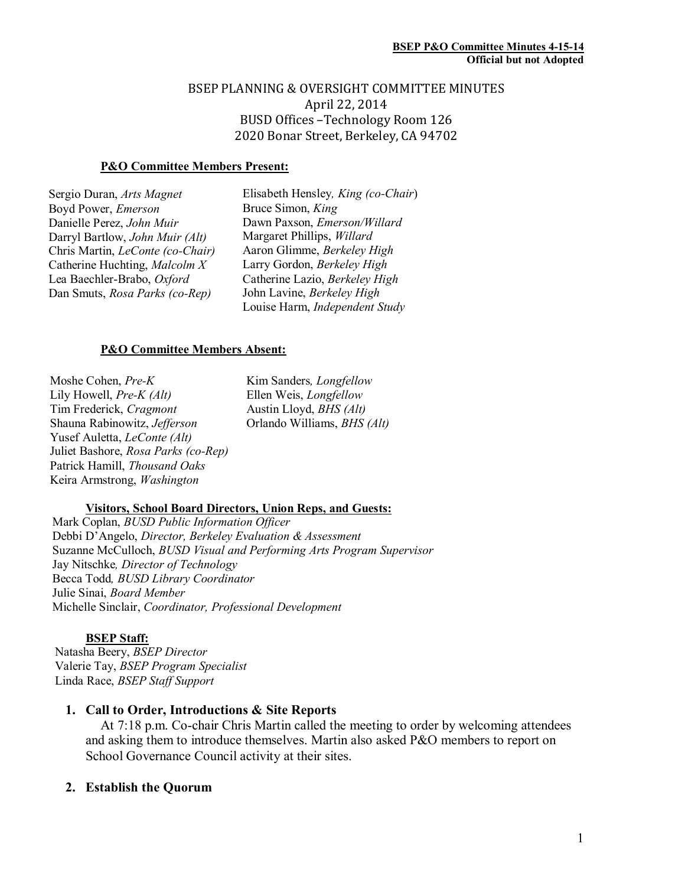BSEP P&O Committee Minutes 4-15-14
**Official but not Adopted**

# BSEP PLANNING & OVERSIGHT COMMITTEE MINUTES

April 22, 2014
BUSD Offices –Technology Room 126
2020 Bonar Street, Berkeley, CA 94702

**P&O Committee Members Present:**

Sergio Duran, *Arts Magnet*
Boyd Power, *Emerson*
Danielle Perez, *John Muir*
Darryl Bartlow, *John Muir (Alt)*
Chris Martin, *LeConte (co-Chair)*
Catherine Huchting, *Malcolm X*
Lea Baechler-Brabo, *Oxford*
Dan Smuts, *Rosa Parks (co-Rep)*
Elisabeth Hensley, *King (co-Chair)*
Bruce Simon, *King*
Dawn Paxson, *Emerson/Willard*
Margaret Phillips, *Willard*
Aaron Glimme, *Berkeley High*
Larry Gordon, *Berkeley High*
Catherine Lazio, *Berkeley High*
John Lavine, *Berkeley High*
Louise Harm, *Independent Study*

**P&O Committee Members Absent:**

Moshe Cohen, *Pre-K*
Lily Howell, *Pre-K (Alt)*
Tim Frederick, *Cragmont*
Shauna Rabinowitz, *Jefferson*
Yusef Auletta, *LeConte (Alt)*
Juliet Bashore, *Rosa Parks (co-Rep)*
Patrick Hamill, *Thousand Oaks*
Keira Armstrong, *Washington*
Kim Sanders, *Longfellow*
Ellen Weis, *Longfellow*
Austin Lloyd, *BHS (Alt)*
Orlando Williams, *BHS (Alt)*

**Visitors, School Board Directors, Union Reps, and Guests:**

Mark Coplan, *BUSD Public Information Officer*
Debbi D'Angelo, *Director, Berkeley Evaluation & Assessment*
Suzanne McCulloch, *BUSD Visual and Performing Arts Program Supervisor*
Jay Nitschke, *Director of Technology*
Becca Todd, *BUSD Library Coordinator*
Julie Sinai, *Board Member*
Michelle Sinclair, *Coordinator, Professional Development*

**BSEP Staff:**

Natasha Beery, *BSEP Director*
Valerie Tay, *BSEP Program Specialist*
Linda Race, *BSEP Staff Support*

1. **Call to Order, Introductions & Site Reports**

   At 7:18 p.m. Co-chair Chris Martin called the meeting to order by welcoming attendees and asking them to introduce themselves. Martin also asked P&O members to report on School Governance Council activity at their sites.

2. **Establish the Quorum**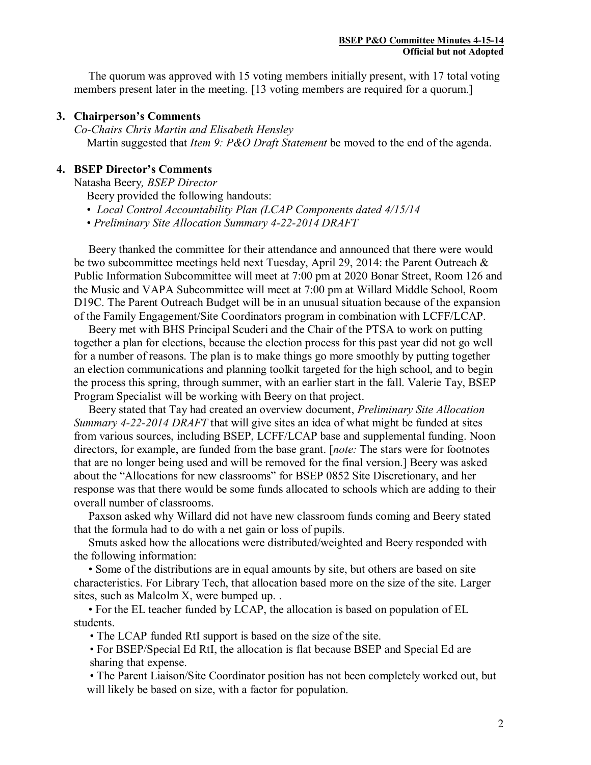The quorum was approved with 15 voting members initially present, with 17 total voting members present later in the meeting. [13 voting members are required for a quorum.]

**3. Chairperson's Comments**

*Co-Chairs Chris Martin and Elisabeth Hensley*

Martin suggested that *Item 9: P&O Draft Statement* be moved to the end of the agenda.

**4. BSEP Director's Comments**

Natasha Beery*, BSEP Director*

Beery provided the following handouts:

- *Local Control Accountability Plan (LCAP Components dated 4/15/14*
- *Preliminary Site Allocation Summary 4-22-2014 DRAFT*

Beery thanked the committee for their attendance and announced that there were would be two subcommittee meetings held next Tuesday, April 29, 2014: the Parent Outreach & Public Information Subcommittee will meet at 7:00 pm at 2020 Bonar Street, Room 126 and the Music and VAPA Subcommittee will meet at 7:00 pm at Willard Middle School, Room D19C. The Parent Outreach Budget will be in an unusual situation because of the expansion of the Family Engagement/Site Coordinators program in combination with LCFF/LCAP.

Beery met with BHS Principal Scuderi and the Chair of the PTSA to work on putting together a plan for elections, because the election process for this past year did not go well for a number of reasons. The plan is to make things go more smoothly by putting together an election communications and planning toolkit targeted for the high school, and to begin the process this spring, through summer, with an earlier start in the fall. Valerie Tay, BSEP Program Specialist will be working with Beery on that project.

Beery stated that Tay had created an overview document, *Preliminary Site Allocation Summary 4-22-2014 DRAFT* that will give sites an idea of what might be funded at sites from various sources, including BSEP, LCFF/LCAP base and supplemental funding. Noon directors, for example, are funded from the base grant. [*note:* The stars were for footnotes that are no longer being used and will be removed for the final version.] Beery was asked about the "Allocations for new classrooms" for BSEP 0852 Site Discretionary, and her response was that there would be some funds allocated to schools which are adding to their overall number of classrooms.

Paxson asked why Willard did not have new classroom funds coming and Beery stated that the formula had to do with a net gain or loss of pupils.

Smuts asked how the allocations were distributed/weighted and Beery responded with the following information:

- Some of the distributions are in equal amounts by site, but others are based on site characteristics. For Library Tech, that allocation based more on the size of the site. Larger sites, such as Malcolm X, were bumped up. .
- For the EL teacher funded by LCAP, the allocation is based on population of EL students.
- The LCAP funded RtI support is based on the size of the site.
- For BSEP/Special Ed RtI, the allocation is flat because BSEP and Special Ed are sharing that expense.
- The Parent Liaison/Site Coordinator position has not been completely worked out, but will likely be based on size, with a factor for population.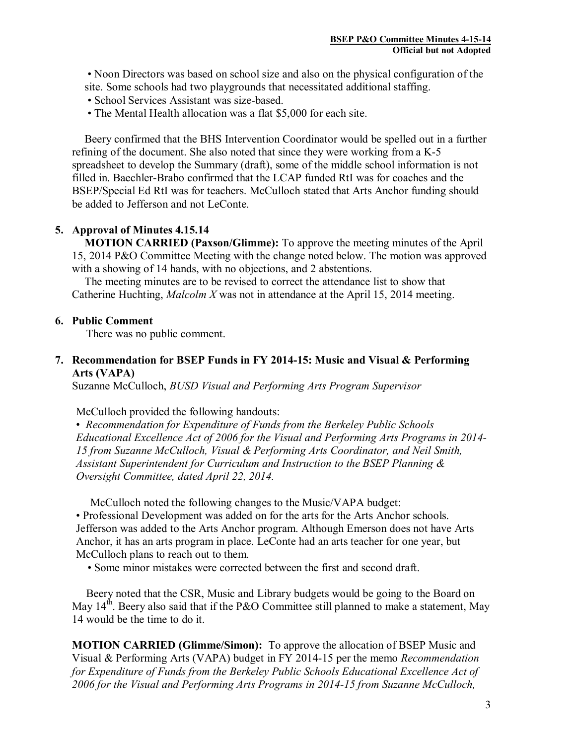• Noon Directors was based on school size and also on the physical configuration of the site. Some schools had two playgrounds that necessitated additional staffing.
• School Services Assistant was size-based.
• The Mental Health allocation was a flat $5,000 for each site.

Beery confirmed that the BHS Intervention Coordinator would be spelled out in a further refining of the document. She also noted that since they were working from a K-5 spreadsheet to develop the Summary (draft), some of the middle school information is not filled in. Baechler-Brabo confirmed that the LCAP funded RtI was for coaches and the BSEP/Special Ed RtI was for teachers. McCulloch stated that Arts Anchor funding should be added to Jefferson and not LeConte.

**5. Approval of Minutes 4.15.14**

**MOTION CARRIED (Paxson/Glimme):** To approve the meeting minutes of the April 15, 2014 P&O Committee Meeting with the change noted below. The motion was approved with a showing of 14 hands, with no objections, and 2 abstentions.

The meeting minutes are to be revised to correct the attendance list to show that Catherine Huchting, *Malcolm X* was not in attendance at the April 15, 2014 meeting.

**6. Public Comment**

There was no public comment.

**7. Recommendation for BSEP Funds in FY 2014-15: Music and Visual & Performing Arts (VAPA)**

Suzanne McCulloch, *BUSD Visual and Performing Arts Program Supervisor*

McCulloch provided the following handouts:

• *Recommendation for Expenditure of Funds from the Berkeley Public Schools Educational Excellence Act of 2006 for the Visual and Performing Arts Programs in 2014-15 from Suzanne McCulloch, Visual & Performing Arts Coordinator, and Neil Smith, Assistant Superintendent for Curriculum and Instruction to the BSEP Planning & Oversight Committee, dated April 22, 2014.*

McCulloch noted the following changes to the Music/VAPA budget:

• Professional Development was added on for the arts for the Arts Anchor schools. Jefferson was added to the Arts Anchor program. Although Emerson does not have Arts Anchor, it has an arts program in place. LeConte had an arts teacher for one year, but McCulloch plans to reach out to them.
• Some minor mistakes were corrected between the first and second draft.

Beery noted that the CSR, Music and Library budgets would be going to the Board on May 14th. Beery also said that if the P&O Committee still planned to make a statement, May 14 would be the time to do it.

**MOTION CARRIED (Glimme/Simon):** To approve the allocation of BSEP Music and Visual & Performing Arts (VAPA) budget in FY 2014-15 per the memo *Recommendation for Expenditure of Funds from the Berkeley Public Schools Educational Excellence Act of 2006 for the Visual and Performing Arts Programs in 2014-15 from Suzanne McCulloch,*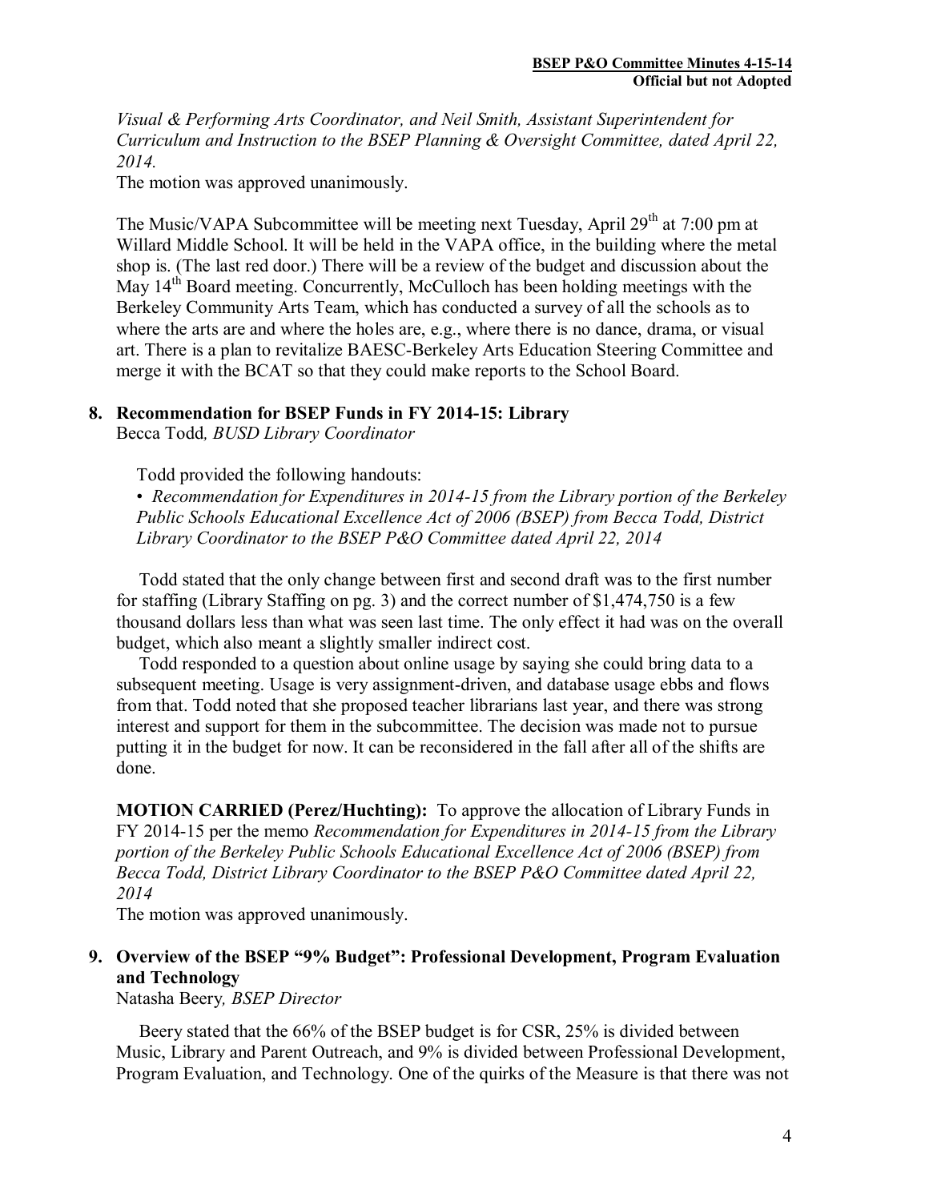*Visual & Performing Arts Coordinator, and Neil Smith, Assistant Superintendent for Curriculum and Instruction to the BSEP Planning & Oversight Committee, dated April 22, 2014.*

The motion was approved unanimously.

The Music/VAPA Subcommittee will be meeting next Tuesday, April 29th at 7:00 pm at Willard Middle School. It will be held in the VAPA office, in the building where the metal shop is. (The last red door.) There will be a review of the budget and discussion about the May 14th Board meeting. Concurrently, McCulloch has been holding meetings with the Berkeley Community Arts Team, which has conducted a survey of all the schools as to where the arts are and where the holes are, e.g., where there is no dance, drama, or visual art. There is a plan to revitalize BAESC-Berkeley Arts Education Steering Committee and merge it with the BCAT so that they could make reports to the School Board.

## 8. Recommendation for BSEP Funds in FY 2014-15: Library

Becca Todd*, BUSD Library Coordinator*

Todd provided the following handouts:

- *Recommendation for Expenditures in 2014-15 from the Library portion of the Berkeley Public Schools Educational Excellence Act of 2006 (BSEP) from Becca Todd, District Library Coordinator to the BSEP P&O Committee dated April 22, 2014*

Todd stated that the only change between first and second draft was to the first number for staffing (Library Staffing on pg. 3) and the correct number of $1,474,750 is a few thousand dollars less than what was seen last time. The only effect it had was on the overall budget, which also meant a slightly smaller indirect cost.

Todd responded to a question about online usage by saying she could bring data to a subsequent meeting. Usage is very assignment-driven, and database usage ebbs and flows from that. Todd noted that she proposed teacher librarians last year, and there was strong interest and support for them in the subcommittee. The decision was made not to pursue putting it in the budget for now. It can be reconsidered in the fall after all of the shifts are done.

**MOTION CARRIED (Perez/Huchting):** To approve the allocation of Library Funds in FY 2014-15 per the memo *Recommendation for Expenditures in 2014-15 from the Library portion of the Berkeley Public Schools Educational Excellence Act of 2006 (BSEP) from Becca Todd, District Library Coordinator to the BSEP P&O Committee dated April 22, 2014*

The motion was approved unanimously.

## 9. Overview of the BSEP "9% Budget": Professional Development, Program Evaluation and Technology

Natasha Beery*, BSEP Director*

Beery stated that the 66% of the BSEP budget is for CSR, 25% is divided between Music, Library and Parent Outreach, and 9% is divided between Professional Development, Program Evaluation, and Technology. One of the quirks of the Measure is that there was not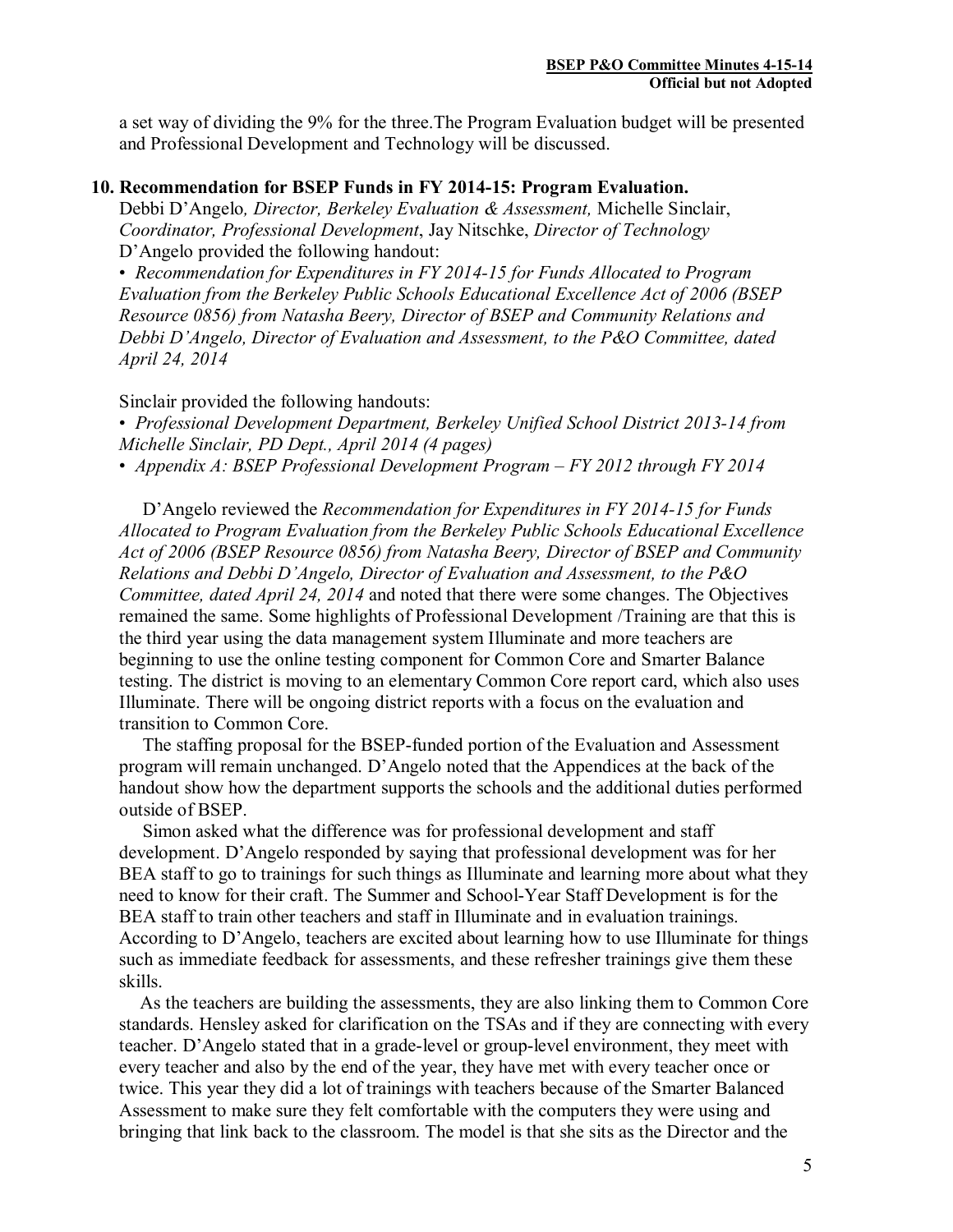a set way of dividing the 9% for the three.The Program Evaluation budget will be presented and Professional Development and Technology will be discussed.

### 10. Recommendation for BSEP Funds in FY 2014-15: Program Evaluation.

Debbi D'Angelo*, Director, Berkeley Evaluation & Assessment,* Michelle Sinclair, *Coordinator, Professional Development*, Jay Nitschke, *Director of Technology*
D'Angelo provided the following handout:

• *Recommendation for Expenditures in FY 2014-15 for Funds Allocated to Program Evaluation from the Berkeley Public Schools Educational Excellence Act of 2006 (BSEP Resource 0856) from Natasha Beery, Director of BSEP and Community Relations and Debbi D'Angelo, Director of Evaluation and Assessment, to the P&O Committee, dated April 24, 2014*

Sinclair provided the following handouts:

• *Professional Development Department, Berkeley Unified School District 2013-14 from Michelle Sinclair, PD Dept., April 2014 (4 pages)*
• *Appendix A: BSEP Professional Development Program – FY 2012 through FY 2014*

D'Angelo reviewed the *Recommendation for Expenditures in FY 2014-15 for Funds Allocated to Program Evaluation from the Berkeley Public Schools Educational Excellence Act of 2006 (BSEP Resource 0856) from Natasha Beery, Director of BSEP and Community Relations and Debbi D'Angelo, Director of Evaluation and Assessment, to the P&O Committee, dated April 24, 2014* and noted that there were some changes. The Objectives remained the same. Some highlights of Professional Development /Training are that this is the third year using the data management system Illuminate and more teachers are beginning to use the online testing component for Common Core and Smarter Balance testing. The district is moving to an elementary Common Core report card, which also uses Illuminate. There will be ongoing district reports with a focus on the evaluation and transition to Common Core.

The staffing proposal for the BSEP-funded portion of the Evaluation and Assessment program will remain unchanged. D'Angelo noted that the Appendices at the back of the handout show how the department supports the schools and the additional duties performed outside of BSEP.

Simon asked what the difference was for professional development and staff development. D'Angelo responded by saying that professional development was for her BEA staff to go to trainings for such things as Illuminate and learning more about what they need to know for their craft. The Summer and School-Year Staff Development is for the BEA staff to train other teachers and staff in Illuminate and in evaluation trainings. According to D'Angelo, teachers are excited about learning how to use Illuminate for things such as immediate feedback for assessments, and these refresher trainings give them these skills.

As the teachers are building the assessments, they are also linking them to Common Core standards. Hensley asked for clarification on the TSAs and if they are connecting with every teacher. D'Angelo stated that in a grade-level or group-level environment, they meet with every teacher and also by the end of the year, they have met with every teacher once or twice. This year they did a lot of trainings with teachers because of the Smarter Balanced Assessment to make sure they felt comfortable with the computers they were using and bringing that link back to the classroom. The model is that she sits as the Director and the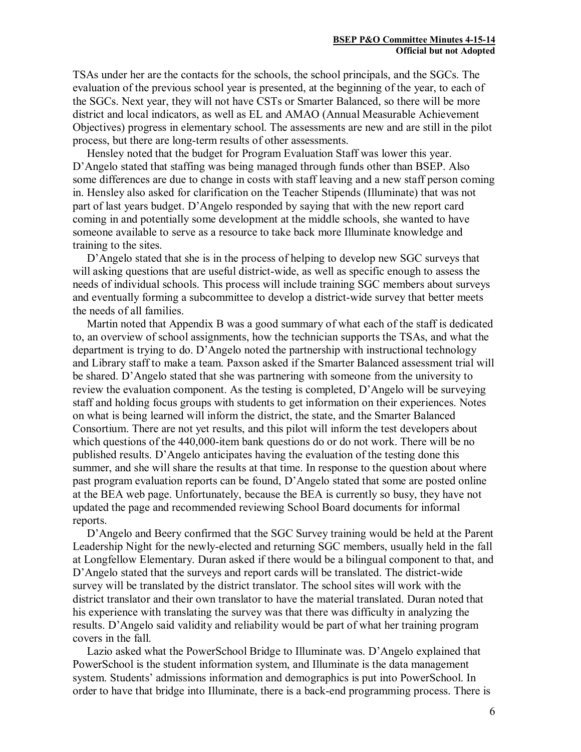TSAs under her are the contacts for the schools, the school principals, and the SGCs. The evaluation of the previous school year is presented, at the beginning of the year, to each of the SGCs. Next year, they will not have CSTs or Smarter Balanced, so there will be more district and local indicators, as well as EL and AMAO (Annual Measurable Achievement Objectives) progress in elementary school. The assessments are new and are still in the pilot process, but there are long-term results of other assessments.

Hensley noted that the budget for Program Evaluation Staff was lower this year. D'Angelo stated that staffing was being managed through funds other than BSEP. Also some differences are due to change in costs with staff leaving and a new staff person coming in. Hensley also asked for clarification on the Teacher Stipends (Illuminate) that was not part of last years budget. D'Angelo responded by saying that with the new report card coming in and potentially some development at the middle schools, she wanted to have someone available to serve as a resource to take back more Illuminate knowledge and training to the sites.

D'Angelo stated that she is in the process of helping to develop new SGC surveys that will asking questions that are useful district-wide, as well as specific enough to assess the needs of individual schools. This process will include training SGC members about surveys and eventually forming a subcommittee to develop a district-wide survey that better meets the needs of all families.

Martin noted that Appendix B was a good summary of what each of the staff is dedicated to, an overview of school assignments, how the technician supports the TSAs, and what the department is trying to do. D'Angelo noted the partnership with instructional technology and Library staff to make a team. Paxson asked if the Smarter Balanced assessment trial will be shared. D'Angelo stated that she was partnering with someone from the university to review the evaluation component. As the testing is completed, D'Angelo will be surveying staff and holding focus groups with students to get information on their experiences. Notes on what is being learned will inform the district, the state, and the Smarter Balanced Consortium. There are not yet results, and this pilot will inform the test developers about which questions of the 440,000-item bank questions do or do not work. There will be no published results. D'Angelo anticipates having the evaluation of the testing done this summer, and she will share the results at that time. In response to the question about where past program evaluation reports can be found, D'Angelo stated that some are posted online at the BEA web page. Unfortunately, because the BEA is currently so busy, they have not updated the page and recommended reviewing School Board documents for informal reports.

D'Angelo and Beery confirmed that the SGC Survey training would be held at the Parent Leadership Night for the newly-elected and returning SGC members, usually held in the fall at Longfellow Elementary. Duran asked if there would be a bilingual component to that, and D'Angelo stated that the surveys and report cards will be translated. The district-wide survey will be translated by the district translator. The school sites will work with the district translator and their own translator to have the material translated. Duran noted that his experience with translating the survey was that there was difficulty in analyzing the results. D'Angelo said validity and reliability would be part of what her training program covers in the fall.

Lazio asked what the PowerSchool Bridge to Illuminate was. D'Angelo explained that PowerSchool is the student information system, and Illuminate is the data management system. Students' admissions information and demographics is put into PowerSchool. In order to have that bridge into Illuminate, there is a back-end programming process. There is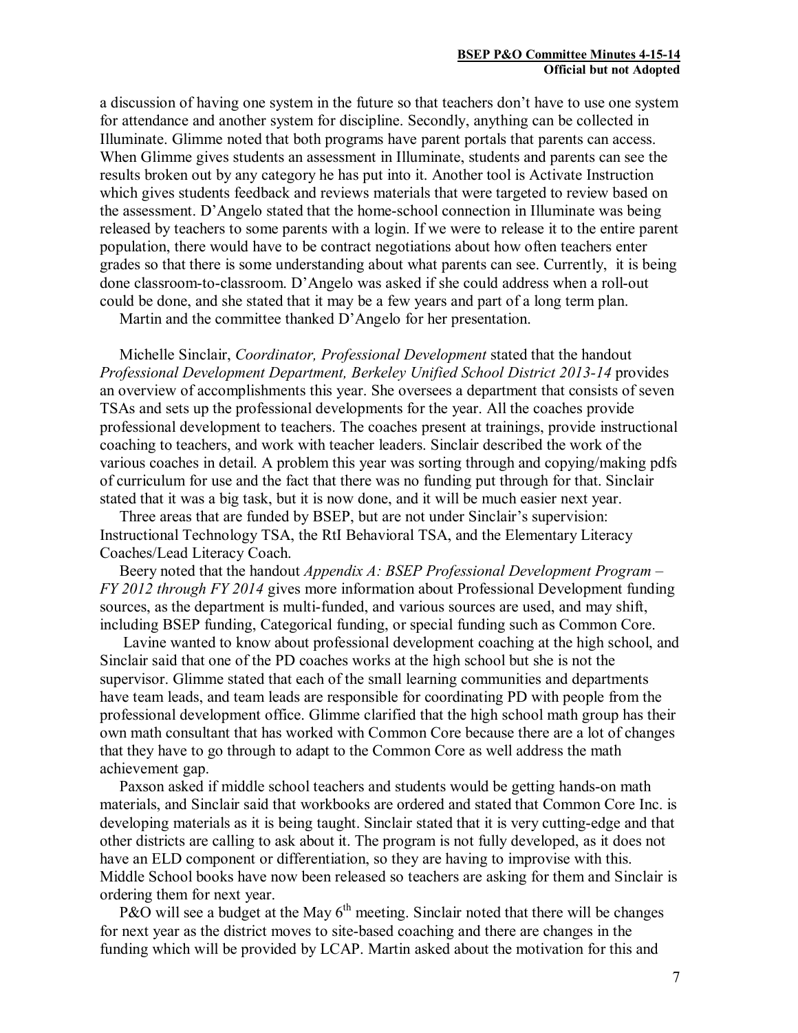a discussion of having one system in the future so that teachers don't have to use one system for attendance and another system for discipline. Secondly, anything can be collected in Illuminate. Glimme noted that both programs have parent portals that parents can access. When Glimme gives students an assessment in Illuminate, students and parents can see the results broken out by any category he has put into it. Another tool is Activate Instruction which gives students feedback and reviews materials that were targeted to review based on the assessment. D'Angelo stated that the home-school connection in Illuminate was being released by teachers to some parents with a login. If we were to release it to the entire parent population, there would have to be contract negotiations about how often teachers enter grades so that there is some understanding about what parents can see. Currently, it is being done classroom-to-classroom. D'Angelo was asked if she could address when a roll-out could be done, and she stated that it may be a few years and part of a long term plan.

Martin and the committee thanked D'Angelo for her presentation.

Michelle Sinclair, *Coordinator, Professional Development* stated that the handout *Professional Development Department, Berkeley Unified School District 2013-14* provides an overview of accomplishments this year. She oversees a department that consists of seven TSAs and sets up the professional developments for the year. All the coaches provide professional development to teachers. The coaches present at trainings, provide instructional coaching to teachers, and work with teacher leaders. Sinclair described the work of the various coaches in detail. A problem this year was sorting through and copying/making pdfs of curriculum for use and the fact that there was no funding put through for that. Sinclair stated that it was a big task, but it is now done, and it will be much easier next year.

Three areas that are funded by BSEP, but are not under Sinclair's supervision: Instructional Technology TSA, the RtI Behavioral TSA, and the Elementary Literacy Coaches/Lead Literacy Coach.

Beery noted that the handout *Appendix A: BSEP Professional Development Program – FY 2012 through FY 2014* gives more information about Professional Development funding sources, as the department is multi-funded, and various sources are used, and may shift, including BSEP funding, Categorical funding, or special funding such as Common Core.

Lavine wanted to know about professional development coaching at the high school, and Sinclair said that one of the PD coaches works at the high school but she is not the supervisor. Glimme stated that each of the small learning communities and departments have team leads, and team leads are responsible for coordinating PD with people from the professional development office. Glimme clarified that the high school math group has their own math consultant that has worked with Common Core because there are a lot of changes that they have to go through to adapt to the Common Core as well address the math achievement gap.

Paxson asked if middle school teachers and students would be getting hands-on math materials, and Sinclair said that workbooks are ordered and stated that Common Core Inc. is developing materials as it is being taught. Sinclair stated that it is very cutting-edge and that other districts are calling to ask about it. The program is not fully developed, as it does not have an ELD component or differentiation, so they are having to improvise with this. Middle School books have now been released so teachers are asking for them and Sinclair is ordering them for next year.

P&O will see a budget at the May 6th meeting. Sinclair noted that there will be changes for next year as the district moves to site-based coaching and there are changes in the funding which will be provided by LCAP. Martin asked about the motivation for this and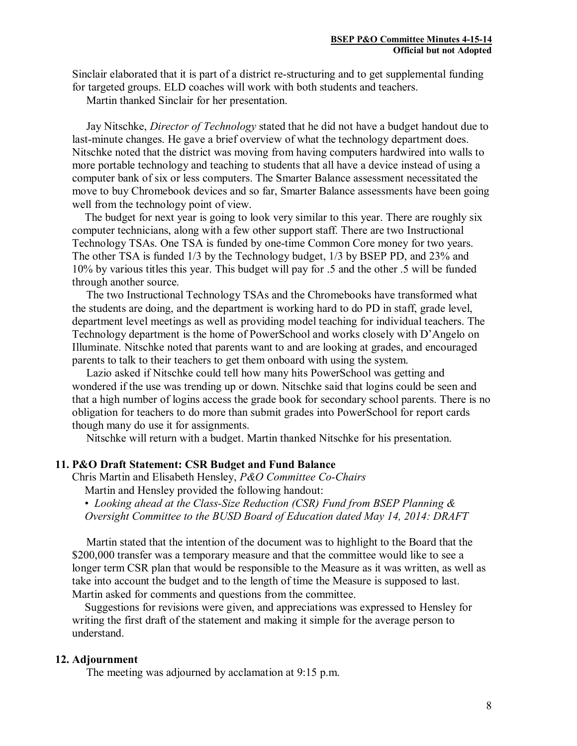Sinclair elaborated that it is part of a district re-structuring and to get supplemental funding for targeted groups. ELD coaches will work with both students and teachers.

Martin thanked Sinclair for her presentation.

Jay Nitschke, *Director of Technology* stated that he did not have a budget handout due to last-minute changes. He gave a brief overview of what the technology department does. Nitschke noted that the district was moving from having computers hardwired into walls to more portable technology and teaching to students that all have a device instead of using a computer bank of six or less computers. The Smarter Balance assessment necessitated the move to buy Chromebook devices and so far, Smarter Balance assessments have been going well from the technology point of view.

The budget for next year is going to look very similar to this year. There are roughly six computer technicians, along with a few other support staff. There are two Instructional Technology TSAs. One TSA is funded by one-time Common Core money for two years. The other TSA is funded 1/3 by the Technology budget, 1/3 by BSEP PD, and 23% and 10% by various titles this year. This budget will pay for .5 and the other .5 will be funded through another source.

The two Instructional Technology TSAs and the Chromebooks have transformed what the students are doing, and the department is working hard to do PD in staff, grade level, department level meetings as well as providing model teaching for individual teachers. The Technology department is the home of PowerSchool and works closely with D'Angelo on Illuminate. Nitschke noted that parents want to and are looking at grades, and encouraged parents to talk to their teachers to get them onboard with using the system.

Lazio asked if Nitschke could tell how many hits PowerSchool was getting and wondered if the use was trending up or down. Nitschke said that logins could be seen and that a high number of logins access the grade book for secondary school parents. There is no obligation for teachers to do more than submit grades into PowerSchool for report cards though many do use it for assignments.

Nitschke will return with a budget. Martin thanked Nitschke for his presentation.

## 11. P&O Draft Statement: CSR Budget and Fund Balance

Chris Martin and Elisabeth Hensley, *P&O Committee Co-Chairs*

Martin and Hensley provided the following handout:

- *Looking ahead at the Class-Size Reduction (CSR) Fund from BSEP Planning & Oversight Committee to the BUSD Board of Education dated May 14, 2014: DRAFT*

Martin stated that the intention of the document was to highlight to the Board that the $200,000 transfer was a temporary measure and that the committee would like to see a longer term CSR plan that would be responsible to the Measure as it was written, as well as take into account the budget and to the length of time the Measure is supposed to last. Martin asked for comments and questions from the committee.

Suggestions for revisions were given, and appreciations was expressed to Hensley for writing the first draft of the statement and making it simple for the average person to understand.

## 12. Adjournment

The meeting was adjourned by acclamation at 9:15 p.m.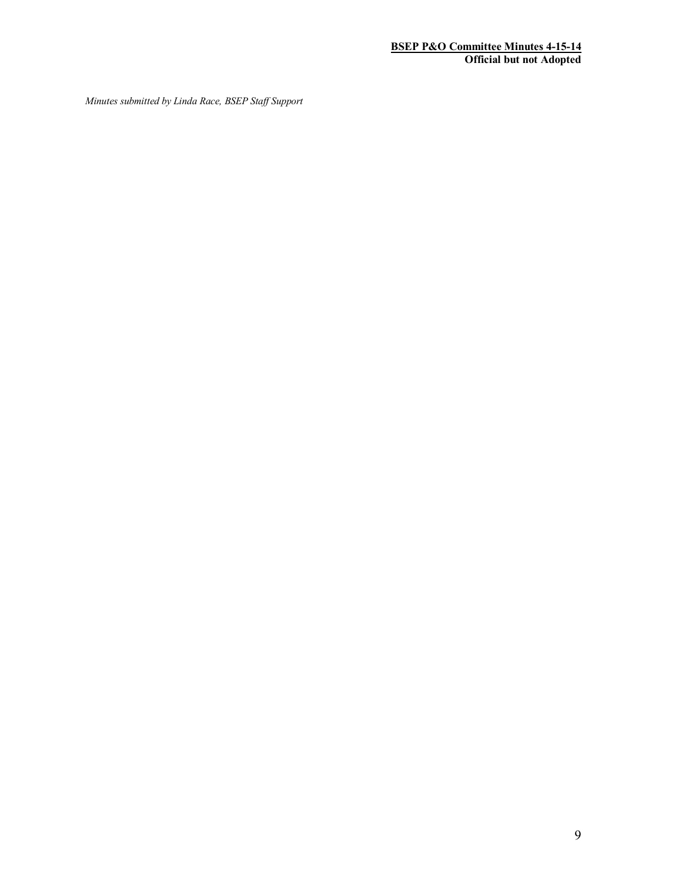*Minutes submitted by Linda Race, BSEP Staff Support*